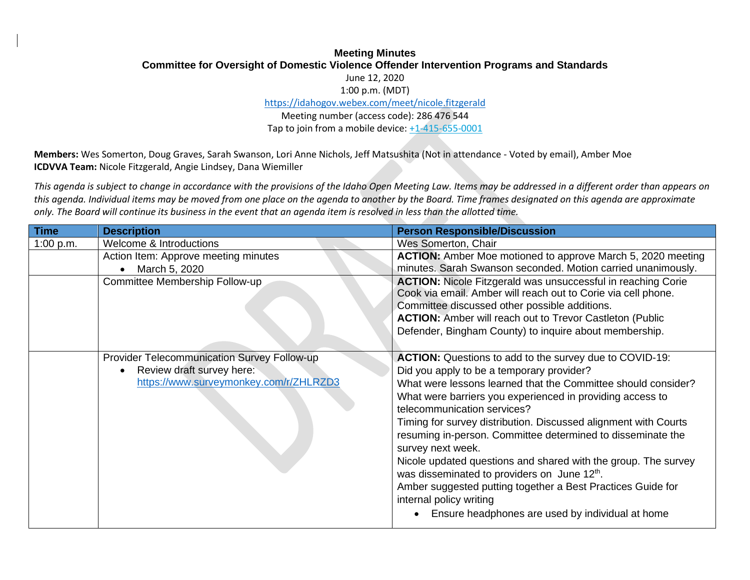# Meeting Minutes

## Committee for Oversight of Domestic Violence Offender Intervention Programs and Standards

June 12, 2020

1:00 p.m. (MDT)

https://idahogov.webex.com/meet/nicole.fitzgerald

Meeting number (access code): 286 476 544

Tap to join from a mobile device: +1-415-655-0001

**Members:** Wes Somerton, Doug Graves, Sarah Swanson, Lori Anne Nichols, Jeff Matsushita (Not in attendance - Voted by email), Amber Moe

**ICDVVA Team:** Nicole Fitzgerald, Angie Lindsey, Dana Wiemiller

*This agenda is subject to change in accordance with the provisions of the Idaho Open Meeting Law. Items may be addressed in a different order than appears on this agenda. Individual items may be moved from one place on the agenda to another by the Board. Time frames designated on this agenda are approximate only. The Board will continue its business in the event that an agenda item is resolved in less than the allotted time.*

| Time | Description | Person Responsible/Discussion |
|---|---|---|
| 1:00 p.m. | Welcome & Introductions | Wes Somerton, Chair |
| | Action Item: Approve meeting minutes<br>• March 5, 2020 | **ACTION:** Amber Moe motioned to approve March 5, 2020 meeting minutes. Sarah Swanson seconded. Motion carried unanimously. |
| | Committee Membership Follow-up | **ACTION:** Nicole Fitzgerald was unsuccessful in reaching Corie Cook via email. Amber will reach out to Corie via cell phone. Committee discussed other possible additions.<br>**ACTION:** Amber will reach out to Trevor Castleton (Public Defender, Bingham County) to inquire about membership. |
| | Provider Telecommunication Survey Follow-up<br>• Review draft survey here: https://www.surveymonkey.com/r/ZHLRZD3 | **ACTION:** Questions to add to the survey due to COVID-19:<br>Did you apply to be a temporary provider?<br>What were lessons learned that the Committee should consider?<br>What were barriers you experienced in providing access to telecommunication services?<br>Timing for survey distribution. Discussed alignment with Courts resuming in-person. Committee determined to disseminate the survey next week.<br>Nicole updated questions and shared with the group. The survey was disseminated to providers on June 12th.<br>Amber suggested putting together a Best Practices Guide for internal policy writing<br>• Ensure headphones are used by individual at home |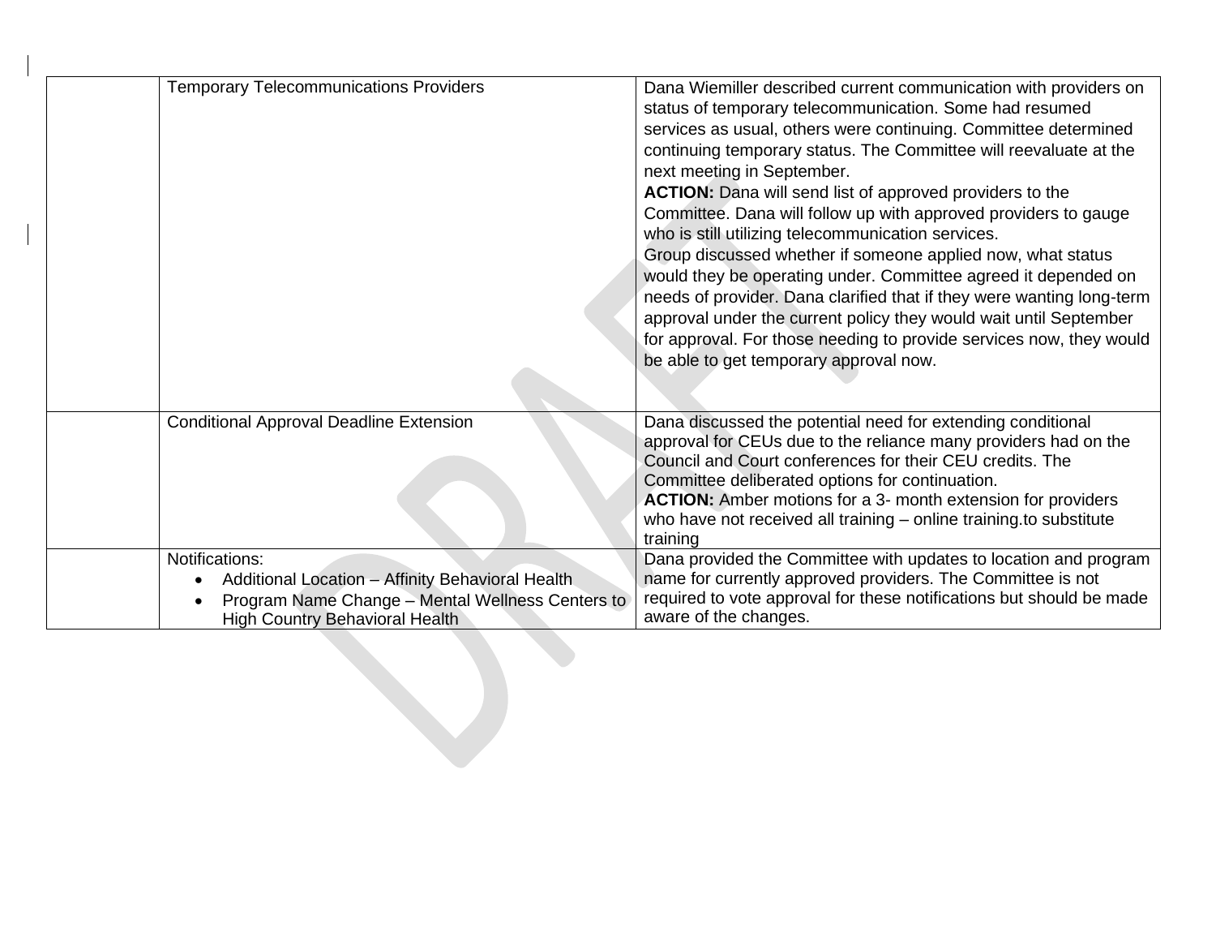|  | Temporary Telecommunications Providers | Dana Wiemiller described current communication with providers on status of temporary telecommunication. Some had resumed services as usual, others were continuing. Committee determined continuing temporary status. The Committee will reevaluate at the next meeting in September.<br>**ACTION:** Dana will send list of approved providers to the Committee. Dana will follow up with approved providers to gauge who is still utilizing telecommunication services.<br>Group discussed whether if someone applied now, what status would they be operating under. Committee agreed it depended on needs of provider. Dana clarified that if they were wanting long-term approval under the current policy they would wait until September for approval. For those needing to provide services now, they would be able to get temporary approval now. |
|---|---|---|
|  | Conditional Approval Deadline Extension | Dana discussed the potential need for extending conditional approval for CEUs due to the reliance many providers had on the Council and Court conferences for their CEU credits. The Committee deliberated options for continuation.<br>**ACTION:** Amber motions for a 3- month extension for providers who have not received all training – online training.to substitute training |
|  | Notifications:<br>• Additional Location – Affinity Behavioral Health<br>• Program Name Change – Mental Wellness Centers to High Country Behavioral Health | Dana provided the Committee with updates to location and program name for currently approved providers. The Committee is not required to vote approval for these notifications but should be made aware of the changes. |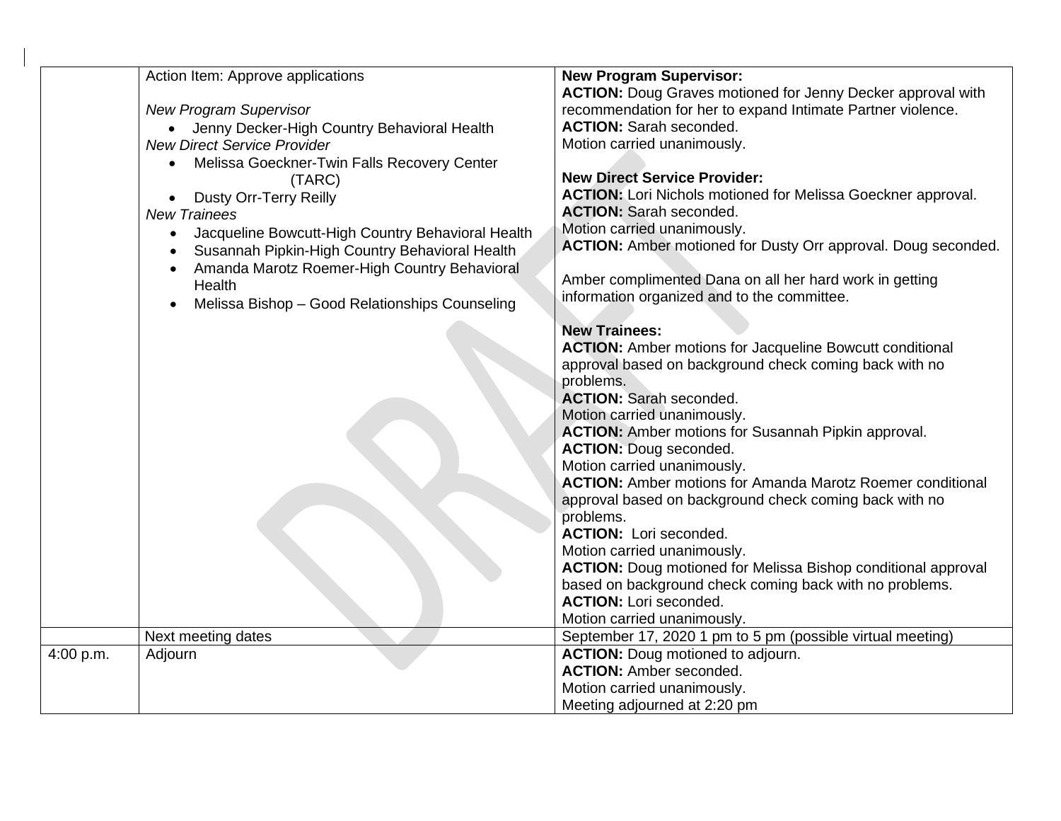| | | |
|---|---|---|
| | Action Item: Approve applications<br><br>*New Program Supervisor*<br>• Jenny Decker-High Country Behavioral Health<br>*New Direct Service Provider*<br>• Melissa Goeckner-Twin Falls Recovery Center (TARC)<br>• Dusty Orr-Terry Reilly<br>*New Trainees*<br>• Jacqueline Bowcutt-High Country Behavioral Health<br>• Susannah Pipkin-High Country Behavioral Health<br>• Amanda Marotz Roemer-High Country Behavioral Health<br>• Melissa Bishop – Good Relationships Counseling | **New Program Supervisor:**<br>**ACTION:** Doug Graves motioned for Jenny Decker approval with recommendation for her to expand Intimate Partner violence.<br>**ACTION:** Sarah seconded.<br>Motion carried unanimously.<br><br>**New Direct Service Provider:**<br>**ACTION:** Lori Nichols motioned for Melissa Goeckner approval.<br>**ACTION:** Sarah seconded.<br>Motion carried unanimously.<br>**ACTION:** Amber motioned for Dusty Orr approval. Doug seconded.<br><br>Amber complimented Dana on all her hard work in getting information organized and to the committee.<br><br>**New Trainees:**<br>**ACTION:** Amber motions for Jacqueline Bowcutt conditional approval based on background check coming back with no problems.<br>**ACTION:** Sarah seconded.<br>Motion carried unanimously.<br>**ACTION:** Amber motions for Susannah Pipkin approval.<br>**ACTION:** Doug seconded.<br>Motion carried unanimously.<br>**ACTION:** Amber motions for Amanda Marotz Roemer conditional approval based on background check coming back with no problems.<br>**ACTION:** Lori seconded.<br>Motion carried unanimously.<br>**ACTION:** Doug motioned for Melissa Bishop conditional approval based on background check coming back with no problems.<br>**ACTION:** Lori seconded.<br>Motion carried unanimously. |
| | Next meeting dates | September 17, 2020 1 pm to 5 pm (possible virtual meeting) |
| 4:00 p.m. | Adjourn | **ACTION:** Doug motioned to adjourn.<br>**ACTION:** Amber seconded.<br>Motion carried unanimously.<br>Meeting adjourned at 2:20 pm |